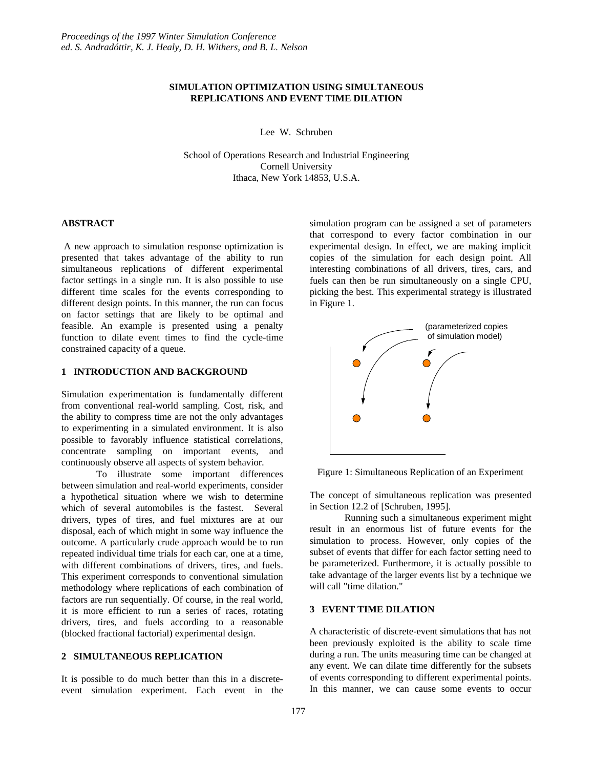*Proceedings of the 1997 Winter Simulation Conference*
*ed. S. Andradóttir, K. J. Healy, D. H. Withers, and B. L. Nelson*

# SIMULATION OPTIMIZATION USING SIMULTANEOUS REPLICATIONS AND EVENT TIME DILATION

Lee W. Schruben

School of Operations Research and Industrial Engineering
Cornell University
Ithaca, New York 14853, U.S.A.

## ABSTRACT

A new approach to simulation response optimization is presented that takes advantage of the ability to run simultaneous replications of different experimental factor settings in a single run. It is also possible to use different time scales for the events corresponding to different design points. In this manner, the run can focus on factor settings that are likely to be optimal and feasible. An example is presented using a penalty function to dilate event times to find the cycle-time constrained capacity of a queue.

## 1 INTRODUCTION AND BACKGROUND

Simulation experimentation is fundamentally different from conventional real-world sampling. Cost, risk, and the ability to compress time are not the only advantages to experimenting in a simulated environment. It is also possible to favorably influence statistical correlations, concentrate sampling on important events, and continuously observe all aspects of system behavior.

To illustrate some important differences between simulation and real-world experiments, consider a hypothetical situation where we wish to determine which of several automobiles is the fastest. Several drivers, types of tires, and fuel mixtures are at our disposal, each of which might in some way influence the outcome. A particularly crude approach would be to run repeated individual time trials for each car, one at a time, with different combinations of drivers, tires, and fuels. This experiment corresponds to conventional simulation methodology where replications of each combination of factors are run sequentially. Of course, in the real world, it is more efficient to run a series of races, rotating drivers, tires, and fuels according to a reasonable (blocked fractional factorial) experimental design.

## 2 SIMULTANEOUS REPLICATION

It is possible to do much better than this in a discrete-event simulation experiment. Each event in the simulation program can be assigned a set of parameters that correspond to every factor combination in our experimental design. In effect, we are making implicit copies of the simulation for each design point. All interesting combinations of all drivers, tires, cars, and fuels can then be run simultaneously on a single CPU, picking the best. This experimental strategy is illustrated in Figure 1.

(parameterized copies of simulation model)

Figure 1: Simultaneous Replication of an Experiment

The concept of simultaneous replication was presented in Section 12.2 of [Schruben, 1995].

Running such a simultaneous experiment might result in an enormous list of future events for the simulation to process. However, only copies of the subset of events that differ for each factor setting need to be parameterized. Furthermore, it is actually possible to take advantage of the larger events list by a technique we will call "time dilation."

## 3 EVENT TIME DILATION

A characteristic of discrete-event simulations that has not been previously exploited is the ability to scale time during a run. The units measuring time can be changed at any event. We can dilate time differently for the subsets of events corresponding to different experimental points. In this manner, we can cause some events to occur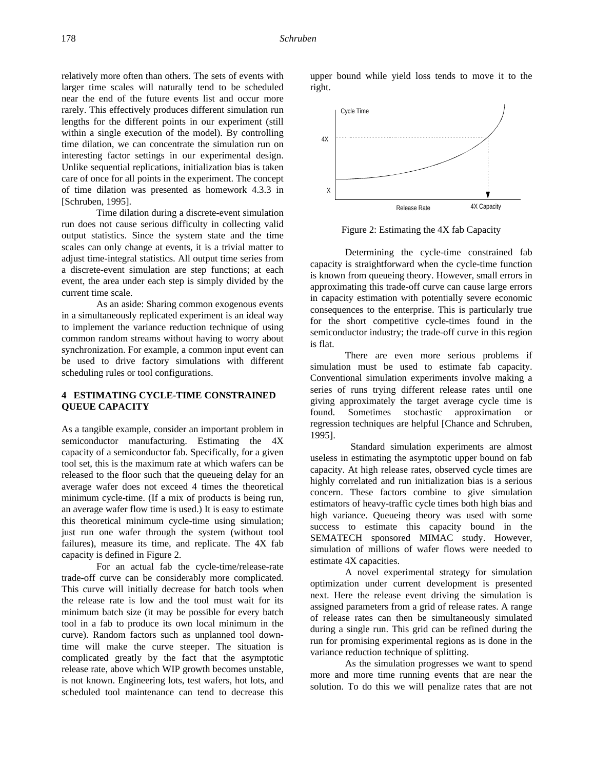relatively more often than others. The sets of events with larger time scales will naturally tend to be scheduled near the end of the future events list and occur more rarely. This effectively produces different simulation run lengths for the different points in our experiment (still within a single execution of the model). By controlling time dilation, we can concentrate the simulation run on interesting factor settings in our experimental design. Unlike sequential replications, initialization bias is taken care of once for all points in the experiment. The concept of time dilation was presented as homework 4.3.3 in [Schruben, 1995].

Time dilation during a discrete-event simulation run does not cause serious difficulty in collecting valid output statistics. Since the system state and the time scales can only change at events, it is a trivial matter to adjust time-integral statistics. All output time series from a discrete-event simulation are step functions; at each event, the area under each step is simply divided by the current time scale.

As an aside: Sharing common exogenous events in a simultaneously replicated experiment is an ideal way to implement the variance reduction technique of using common random streams without having to worry about synchronization. For example, a common input event can be used to drive factory simulations with different scheduling rules or tool configurations.

## 4 ESTIMATING CYCLE-TIME CONSTRAINED QUEUE CAPACITY

As a tangible example, consider an important problem in semiconductor manufacturing. Estimating the 4X capacity of a semiconductor fab. Specifically, for a given tool set, this is the maximum rate at which wafers can be released to the floor such that the queueing delay for an average wafer does not exceed 4 times the theoretical minimum cycle-time. (If a mix of products is being run, an average wafer flow time is used.) It is easy to estimate this theoretical minimum cycle-time using simulation; just run one wafer through the system (without tool failures), measure its time, and replicate. The 4X fab capacity is defined in Figure 2.

For an actual fab the cycle-time/release-rate trade-off curve can be considerably more complicated. This curve will initially decrease for batch tools when the release rate is low and the tool must wait for its minimum batch size (it may be possible for every batch tool in a fab to produce its own local minimum in the curve). Random factors such as unplanned tool down-time will make the curve steeper. The situation is complicated greatly by the fact that the asymptotic release rate, above which WIP growth becomes unstable, is not known. Engineering lots, test wafers, hot lots, and scheduled tool maintenance can tend to decrease this upper bound while yield loss tends to move it to the right.

Figure 2: Estimating the 4X fab Capacity

Determining the cycle-time constrained fab capacity is straightforward when the cycle-time function is known from queueing theory. However, small errors in approximating this trade-off curve can cause large errors in capacity estimation with potentially severe economic consequences to the enterprise. This is particularly true for the short competitive cycle-times found in the semiconductor industry; the trade-off curve in this region is flat.

There are even more serious problems if simulation must be used to estimate fab capacity. Conventional simulation experiments involve making a series of runs trying different release rates until one giving approximately the target average cycle time is found. Sometimes stochastic approximation or regression techniques are helpful [Chance and Schruben, 1995].

Standard simulation experiments are almost useless in estimating the asymptotic upper bound on fab capacity. At high release rates, observed cycle times are highly correlated and run initialization bias is a serious concern. These factors combine to give simulation estimators of heavy-traffic cycle times both high bias and high variance. Queueing theory was used with some success to estimate this capacity bound in the SEMATECH sponsored MIMAC study. However, simulation of millions of wafer flows were needed to estimate 4X capacities.

A novel experimental strategy for simulation optimization under current development is presented next. Here the release event driving the simulation is assigned parameters from a grid of release rates. A range of release rates can then be simultaneously simulated during a single run. This grid can be refined during the run for promising experimental regions as is done in the variance reduction technique of splitting.

As the simulation progresses we want to spend more and more time running events that are near the solution. To do this we will penalize rates that are not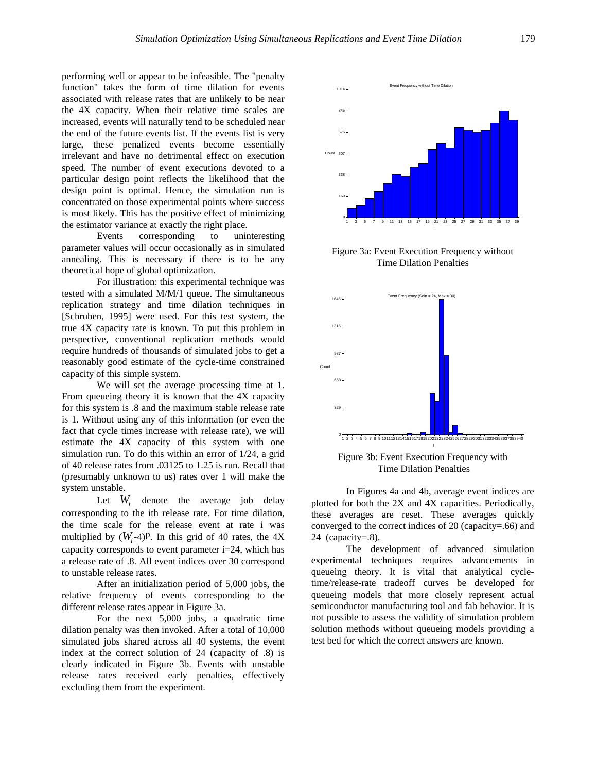performing well or appear to be infeasible. The "penalty function" takes the form of time dilation for events associated with release rates that are unlikely to be near the 4X capacity. When their relative time scales are increased, events will naturally tend to be scheduled near the end of the future events list. If the events list is very large, these penalized events become essentially irrelevant and have no detrimental effect on execution speed. The number of event executions devoted to a particular design point reflects the likelihood that the design point is optimal. Hence, the simulation run is concentrated on those experimental points where success is most likely. This has the positive effect of minimizing the estimator variance at exactly the right place.

Events corresponding to uninteresting parameter values will occur occasionally as in simulated annealing. This is necessary if there is to be any theoretical hope of global optimization.

For illustration: this experimental technique was tested with a simulated M/M/1 queue. The simultaneous replication strategy and time dilation techniques in [Schruben, 1995] were used. For this test system, the true 4X capacity rate is known. To put this problem in perspective, conventional replication methods would require hundreds of thousands of simulated jobs to get a reasonably good estimate of the cycle-time constrained capacity of this simple system.

We will set the average processing time at 1. From queueing theory it is known that the 4X capacity for this system is .8 and the maximum stable release rate is 1. Without using any of this information (or even the fact that cycle times increase with release rate), we will estimate the 4X capacity of this system with one simulation run. To do this within an error of 1/24, a grid of 40 release rates from .03125 to 1.25 is run. Recall that (presumably unknown to us) rates over 1 will make the system unstable.

Let $W_i$ denote the average job delay corresponding to the ith release rate. For time dilation, the time scale for the release event at rate i was multiplied by $(W_i\text{-}4)^p$. In this grid of 40 rates, the 4X capacity corresponds to event parameter i=24, which has a release rate of .8. All event indices over 30 correspond to unstable release rates.

After an initialization period of 5,000 jobs, the relative frequency of events corresponding to the different release rates appear in Figure 3a.

For the next 5,000 jobs, a quadratic time dilation penalty was then invoked. After a total of 10,000 simulated jobs shared across all 40 systems, the event index at the correct solution of 24 (capacity of .8) is clearly indicated in Figure 3b. Events with unstable release rates received early penalties, effectively excluding them from the experiment.

Figure 3a: Event Execution Frequency without Time Dilation Penalties

Figure 3b: Event Execution Frequency with Time Dilation Penalties

In Figures 4a and 4b, average event indices are plotted for both the 2X and 4X capacities. Periodically, these averages are reset. These averages quickly converged to the correct indices of 20 (capacity=.66) and 24 (capacity=.8).

The development of advanced simulation experimental techniques requires advancements in queueing theory. It is vital that analytical cycle-time/release-rate tradeoff curves be developed for queueing models that more closely represent actual semiconductor manufacturing tool and fab behavior. It is not possible to assess the validity of simulation problem solution methods without queueing models providing a test bed for which the correct answers are known.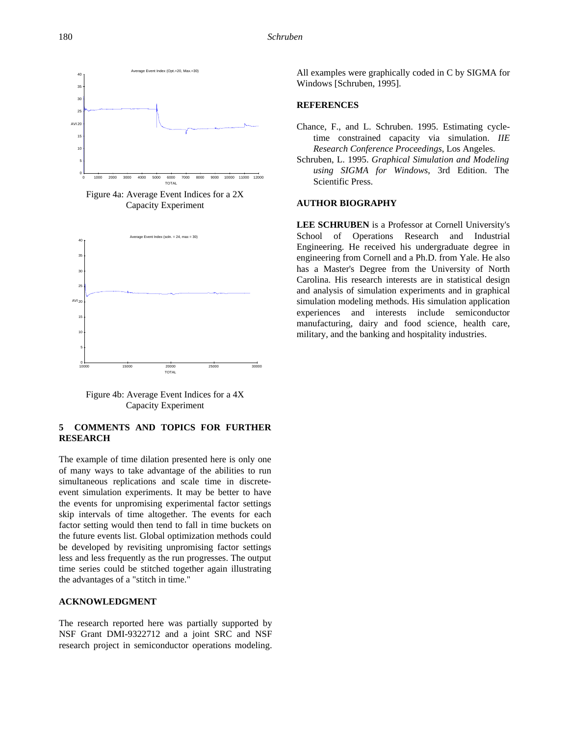Average Event Index (Opt.=20, Max.=30)

40
35
30
25
AVI 20
15
10
5
0

0 1000 2000 3000 4000 5000 6000 7000 8000 9000 10000 11000 12000

TOTAL

Figure 4a: Average Event Indices for a 2X Capacity Experiment

Average Event Index (soln. = 24, max = 30)

40
35
30
25
AVI 20
15
10
5
0

10000 15000 20000 25000 30000

TOTAL

Figure 4b: Average Event Indices for a 4X Capacity Experiment

## 5 COMMENTS AND TOPICS FOR FURTHER RESEARCH

The example of time dilation presented here is only one of many ways to take advantage of the abilities to run simultaneous replications and scale time in discrete-event simulation experiments. It may be better to have the events for unpromising experimental factor settings skip intervals of time altogether. The events for each factor setting would then tend to fall in time buckets on the future events list. Global optimization methods could be developed by revisiting unpromising factor settings less and less frequently as the run progresses. The output time series could be stitched together again illustrating the advantages of a "stitch in time."

## ACKNOWLEDGMENT

The research reported here was partially supported by NSF Grant DMI-9322712 and a joint SRC and NSF research project in semiconductor operations modeling. All examples were graphically coded in C by SIGMA for Windows [Schruben, 1995].

## REFERENCES

Chance, F., and L. Schruben. 1995. Estimating cycle-time constrained capacity via simulation. *IIE Research Conference Proceedings*, Los Angeles.

Schruben, L. 1995. *Graphical Simulation and Modeling using SIGMA for Windows*, 3rd Edition. The Scientific Press.

## AUTHOR BIOGRAPHY

**LEE SCHRUBEN** is a Professor at Cornell University's School of Operations Research and Industrial Engineering. He received his undergraduate degree in engineering from Cornell and a Ph.D. from Yale. He also has a Master's Degree from the University of North Carolina. His research interests are in statistical design and analysis of simulation experiments and in graphical simulation modeling methods. His simulation application experiences and interests include semiconductor manufacturing, dairy and food science, health care, military, and the banking and hospitality industries.